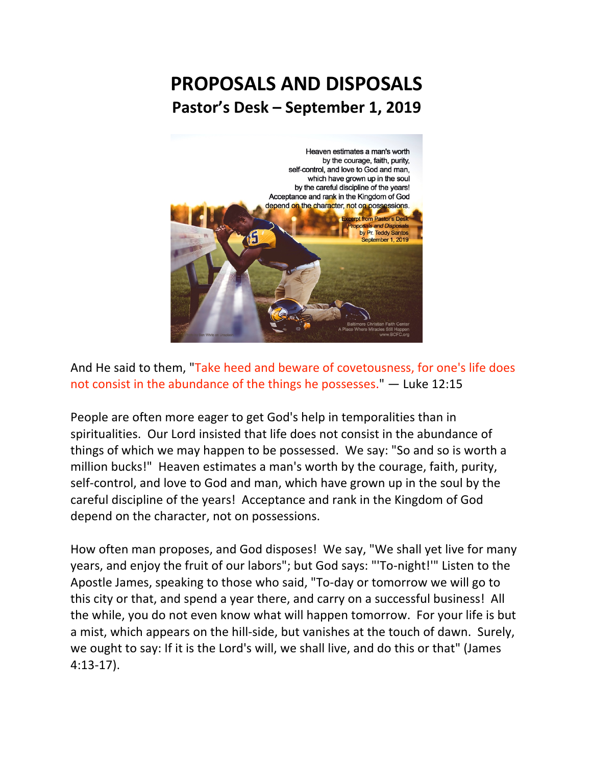# PROPOSALS AND DISPOSALS

## Pastor's Desk – September 1, 2019

And He said to them, "Take heed and beware of covetousness, for one's life does not consist in the abundance of the things he possesses." — Luke 12:15

People are often more eager to get God's help in temporalities than in spiritualities. Our Lord insisted that life does not consist in the abundance of things of which we may happen to be possessed. We say: "So and so is worth a million bucks!" Heaven estimates a man's worth by the courage, faith, purity, self-control, and love to God and man, which have grown up in the soul by the careful discipline of the years! Acceptance and rank in the Kingdom of God depend on the character, not on possessions.

How often man proposes, and God disposes! We say, "We shall yet live for many years, and enjoy the fruit of our labors"; but God says: "'To-night!'" Listen to the Apostle James, speaking to those who said, "To-day or tomorrow we will go to this city or that, and spend a year there, and carry on a successful business! All the while, you do not even know what will happen tomorrow. For your life is but a mist, which appears on the hill-side, but vanishes at the touch of dawn. Surely, we ought to say: If it is the Lord's will, we shall live, and do this or that" (James 4:13-17).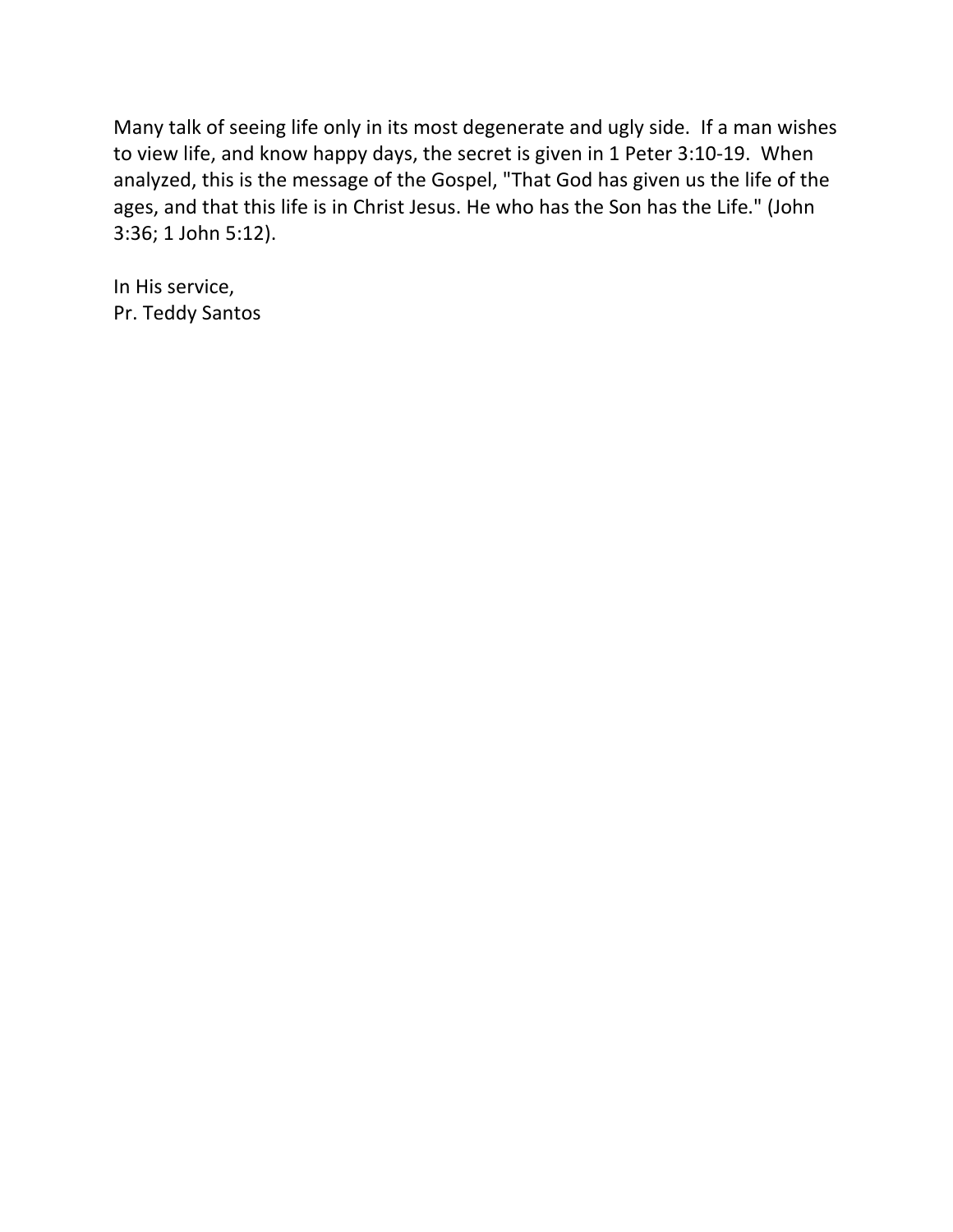Many talk of seeing life only in its most degenerate and ugly side. If a man wishes to view life, and know happy days, the secret is given in 1 Peter 3:10-19. When analyzed, this is the message of the Gospel, "That God has given us the life of the ages, and that this life is in Christ Jesus. He who has the Son has the Life." (John 3:36; 1 John 5:12).

In His service,
Pr. Teddy Santos